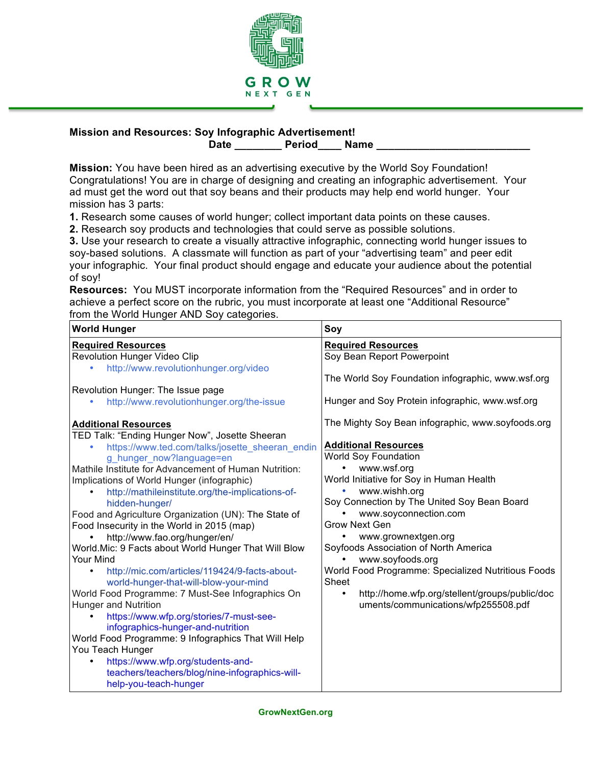GROW NEXT GEN

**Mission and Resources: Soy Infographic Advertisement!**
**Date ________ Period____ Name __________________________**

**Mission:** You have been hired as an advertising executive by the World Soy Foundation! Congratulations! You are in charge of designing and creating an infographic advertisement. Your ad must get the word out that soy beans and their products may help end world hunger. Your mission has 3 parts:

**1.** Research some causes of world hunger; collect important data points on these causes.
**2.** Research soy products and technologies that could serve as possible solutions.
**3.** Use your research to create a visually attractive infographic, connecting world hunger issues to soy-based solutions. A classmate will function as part of your "advertising team" and peer edit your infographic. Your final product should engage and educate your audience about the potential of soy!

**Resources:** You MUST incorporate information from the "Required Resources" and in order to achieve a perfect score on the rubric, you must incorporate at least one "Additional Resource" from the World Hunger AND Soy categories.

| World Hunger | Soy |
|---|---|
| <u>**Required Resources**</u><br>Revolution Hunger Video Clip<br>• http://www.revolutionhunger.org/video<br><br>Revolution Hunger: The Issue page<br>• http://www.revolutionhunger.org/the-issue<br><br><u>**Additional Resources**</u><br>TED Talk: "Ending Hunger Now", Josette Sheeran<br>• https://www.ted.com/talks/josette_sheeran_ending_hunger_now?language=en<br>Mathile Institute for Advancement of Human Nutrition: Implications of World Hunger (infographic)<br>• http://mathileinstitute.org/the-implications-of-hidden-hunger/<br>Food and Agriculture Organization (UN): The State of Food Insecurity in the World in 2015 (map)<br>• http://www.fao.org/hunger/en/<br>World.Mic: 9 Facts about World Hunger That Will Blow Your Mind<br>• http://mic.com/articles/119424/9-facts-about-world-hunger-that-will-blow-your-mind<br>World Food Programme: 7 Must-See Infographics On Hunger and Nutrition<br>• https://www.wfp.org/stories/7-must-see-infographics-hunger-and-nutrition<br>World Food Programme: 9 Infographics That Will Help You Teach Hunger<br>• https://www.wfp.org/students-and-teachers/teachers/blog/nine-infographics-will-help-you-teach-hunger | <u>**Required Resources**</u><br>Soy Bean Report Powerpoint<br><br>The World Soy Foundation infographic, www.wsf.org<br><br>Hunger and Soy Protein infographic, www.wsf.org<br><br>The Mighty Soy Bean infographic, www.soyfoods.org<br><br><u>**Additional Resources**</u><br>World Soy Foundation<br>• www.wsf.org<br>World Initiative for Soy in Human Health<br>• www.wishh.org<br>Soy Connection by The United Soy Bean Board<br>• www.soyconnection.com<br>Grow Next Gen<br>• www.grownextgen.org<br>Soyfoods Association of North America<br>• www.soyfoods.org<br>World Food Programme: Specialized Nutritious Foods Sheet<br>• http://home.wfp.org/stellent/groups/public/documents/communications/wfp255508.pdf |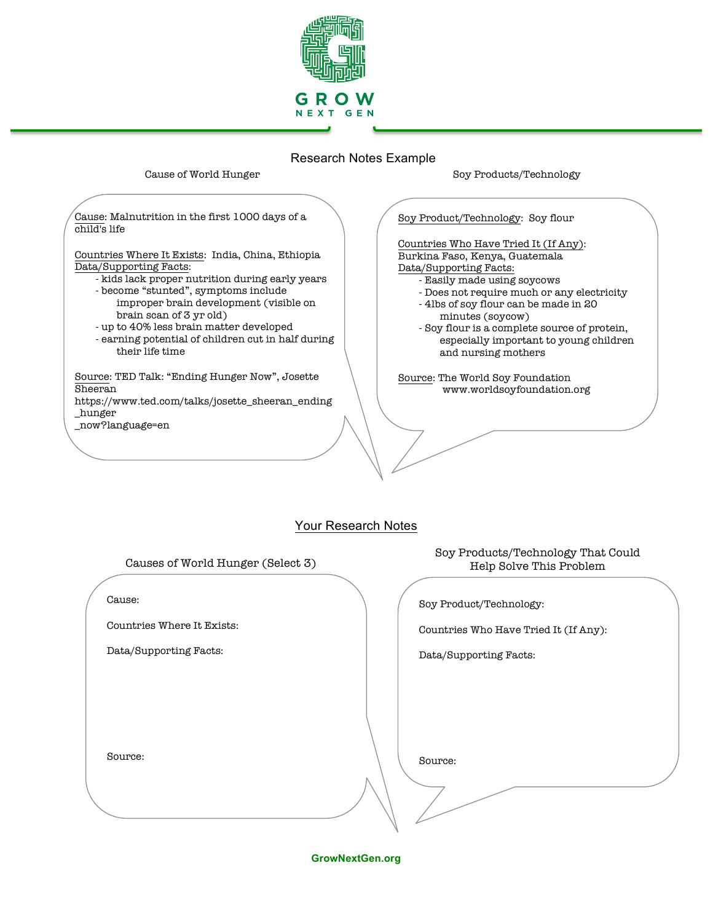GROW
NEXT GEN

## Research Notes Example

### Cause of World Hunger

Cause: Malnutrition in the first 1000 days of a child's life

Countries Where It Exists: India, China, Ethiopia

Data/Supporting Facts:
- kids lack proper nutrition during early years
- become "stunted", symptoms include improper brain development (visible on brain scan of 3 yr old)
- up to 40% less brain matter developed
- earning potential of children cut in half during their life time

Source: TED Talk: "Ending Hunger Now", Josette Sheeran
https://www.ted.com/talks/josette_sheeran_ending_hunger_now?language=en

### Soy Products/Technology

Soy Product/Technology: Soy flour

Countries Who Have Tried It (If Any): Burkina Faso, Kenya, Guatemala

Data/Supporting Facts:
- Easily made using soycows
- Does not require much or any electricity
- 4lbs of soy flour can be made in 20 minutes (soycow)
- Soy flour is a complete source of protein, especially important to young children and nursing mothers

Source: The World Soy Foundation
www.worldsoyfoundation.org

## Your Research Notes

### Causes of World Hunger (Select 3)

Cause:

Countries Where It Exists:

Data/Supporting Facts:

Source:

### Soy Products/Technology That Could Help Solve This Problem

Soy Product/Technology:

Countries Who Have Tried It (If Any):

Data/Supporting Facts:

Source:

GrowNextGen.org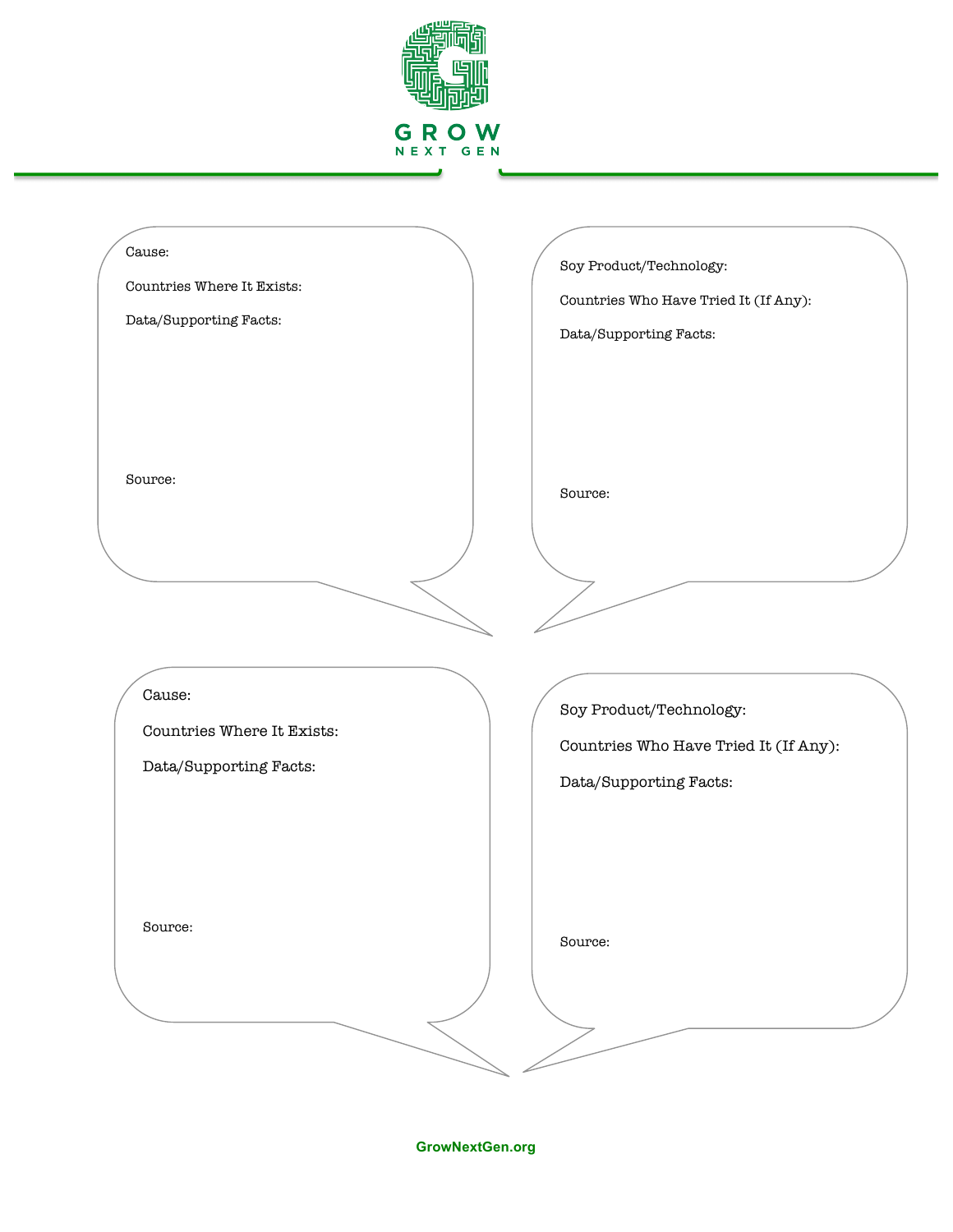GROW
NEXT GEN

Cause:

Countries Where It Exists:

Data/Supporting Facts:

Source:

Soy Product/Technology:

Countries Who Have Tried It (If Any):

Data/Supporting Facts:

Source:

Cause:

Countries Where It Exists:

Data/Supporting Facts:

Source:

Soy Product/Technology:

Countries Who Have Tried It (If Any):

Data/Supporting Facts:

Source:

GrowNextGen.org